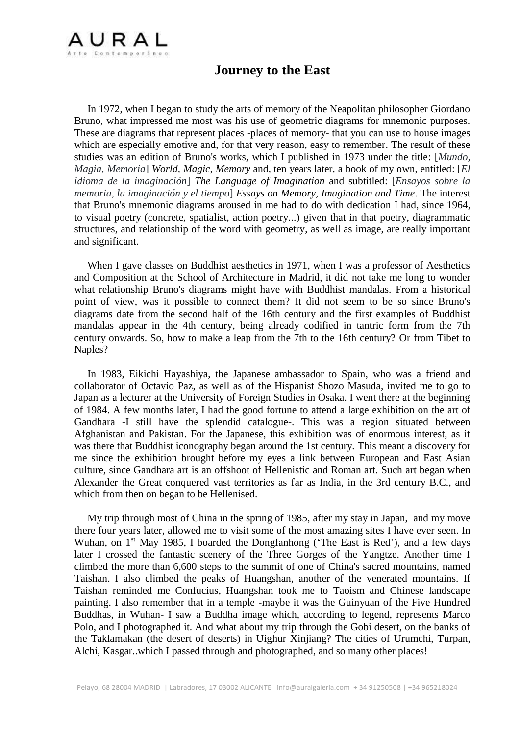# Journey to the East

In 1972, when I began to study the arts of memory of the Neapolitan philosopher Giordano Bruno, what impressed me most was his use of geometric diagrams for mnemonic purposes. These are diagrams that represent places -places of memory- that you can use to house images which are especially emotive and, for that very reason, easy to remember. The result of these studies was an edition of Bruno's works, which I published in 1973 under the title: [*Mundo, Magia, Memoria*] ***World, Magic, Memory*** and, ten years later, a book of my own, entitled: [*El idioma de la imaginación*] ***The Language of Imagination*** and subtitled: [*Ensayos sobre la memoria, la imaginación y el tiempo*] ***Essays on Memory, Imagination and Time***. The interest that Bruno's mnemonic diagrams aroused in me had to do with dedication I had, since 1964, to visual poetry (concrete, spatialist, action poetry...) given that in that poetry, diagrammatic structures, and relationship of the word with geometry, as well as image, are really important and significant.

When I gave classes on Buddhist aesthetics in 1971, when I was a professor of Aesthetics and Composition at the School of Architecture in Madrid, it did not take me long to wonder what relationship Bruno's diagrams might have with Buddhist mandalas. From a historical point of view, was it possible to connect them? It did not seem to be so since Bruno's diagrams date from the second half of the 16th century and the first examples of Buddhist mandalas appear in the 4th century, being already codified in tantric form from the 7th century onwards. So, how to make a leap from the 7th to the 16th century? Or from Tibet to Naples?

In 1983, Eikichi Hayashiya, the Japanese ambassador to Spain, who was a friend and collaborator of Octavio Paz, as well as of the Hispanist Shozo Masuda, invited me to go to Japan as a lecturer at the University of Foreign Studies in Osaka. I went there at the beginning of 1984. A few months later, I had the good fortune to attend a large exhibition on the art of Gandhara -I still have the splendid catalogue-. This was a region situated between Afghanistan and Pakistan. For the Japanese, this exhibition was of enormous interest, as it was there that Buddhist iconography began around the 1st century. This meant a discovery for me since the exhibition brought before my eyes a link between European and East Asian culture, since Gandhara art is an offshoot of Hellenistic and Roman art. Such art began when Alexander the Great conquered vast territories as far as India, in the 3rd century B.C., and which from then on began to be Hellenised.

My trip through most of China in the spring of 1985, after my stay in Japan, and my move there four years later, allowed me to visit some of the most amazing sites I have ever seen. In Wuhan, on 1st May 1985, I boarded the Dongfanhong ('The East is Red'), and a few days later I crossed the fantastic scenery of the Three Gorges of the Yangtze. Another time I climbed the more than 6,600 steps to the summit of one of China's sacred mountains, named Taishan. I also climbed the peaks of Huangshan, another of the venerated mountains. If Taishan reminded me Confucius, Huangshan took me to Taoism and Chinese landscape painting. I also remember that in a temple -maybe it was the Guinyuan of the Five Hundred Buddhas, in Wuhan- I saw a Buddha image which, according to legend, represents Marco Polo, and I photographed it. And what about my trip through the Gobi desert, on the banks of the Taklamakan (the desert of deserts) in Uighur Xinjiang? The cities of Urumchi, Turpan, Alchi, Kasgar..which I passed through and photographed, and so many other places!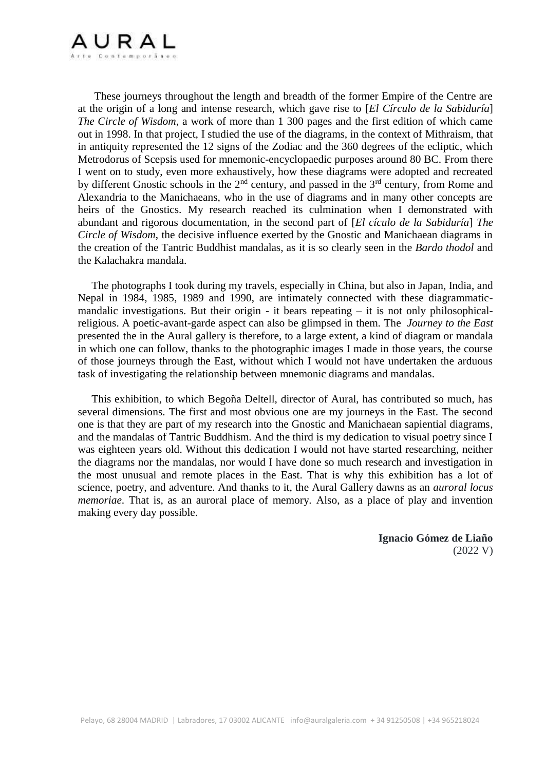These journeys throughout the length and breadth of the former Empire of the Centre are at the origin of a long and intense research, which gave rise to [*El Círculo de la Sabiduría*] *The Circle of Wisdom*, a work of more than 1 300 pages and the first edition of which came out in 1998. In that project, I studied the use of the diagrams, in the context of Mithraism, that in antiquity represented the 12 signs of the Zodiac and the 360 degrees of the ecliptic, which Metrodorus of Scepsis used for mnemonic-encyclopaedic purposes around 80 BC. From there I went on to study, even more exhaustively, how these diagrams were adopted and recreated by different Gnostic schools in the 2nd century, and passed in the 3rd century, from Rome and Alexandria to the Manichaeans, who in the use of diagrams and in many other concepts are heirs of the Gnostics. My research reached its culmination when I demonstrated with abundant and rigorous documentation, in the second part of [*El cículo de la Sabiduría*] *The Circle of Wisdom*, the decisive influence exerted by the Gnostic and Manichaean diagrams in the creation of the Tantric Buddhist mandalas, as it is so clearly seen in the *Bardo thodol* and the Kalachakra mandala.

The photographs I took during my travels, especially in China, but also in Japan, India, and Nepal in 1984, 1985, 1989 and 1990, are intimately connected with these diagrammatic-mandalic investigations. But their origin - it bears repeating – it is not only philosophical-religious. A poetic-avant-garde aspect can also be glimpsed in them. The *Journey to the East* presented the in the Aural gallery is therefore, to a large extent, a kind of diagram or mandala in which one can follow, thanks to the photographic images I made in those years, the course of those journeys through the East, without which I would not have undertaken the arduous task of investigating the relationship between mnemonic diagrams and mandalas.

This exhibition, to which Begoña Deltell, director of Aural, has contributed so much, has several dimensions. The first and most obvious one are my journeys in the East. The second one is that they are part of my research into the Gnostic and Manichaean sapiential diagrams, and the mandalas of Tantric Buddhism. And the third is my dedication to visual poetry since I was eighteen years old. Without this dedication I would not have started researching, neither the diagrams nor the mandalas, nor would I have done so much research and investigation in the most unusual and remote places in the East. That is why this exhibition has a lot of science, poetry, and adventure. And thanks to it, the Aural Gallery dawns as an *auroral locus memoriae*. That is, as an auroral place of memory. Also, as a place of play and invention making every day possible.

**Ignacio Gómez de Liaño**
(2022 V)